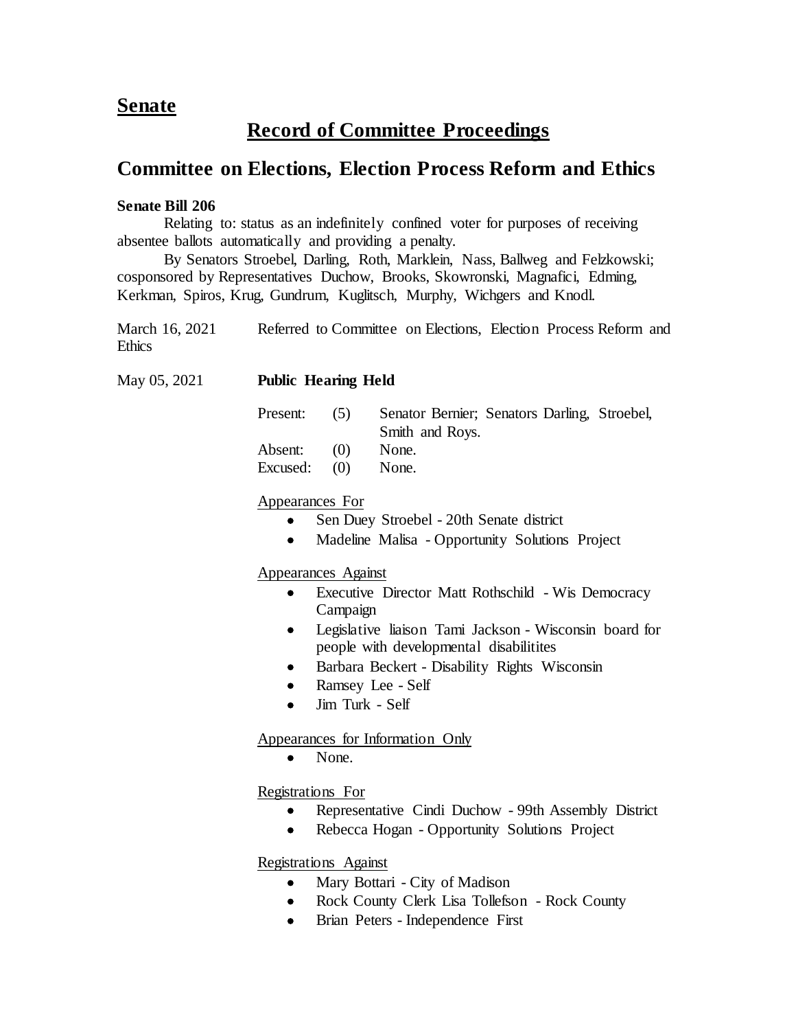## Senate

# Record of Committee Proceedings

## Committee on Elections, Election Process Reform and Ethics

**Senate Bill 206**

Relating to: status as an indefinitely confined voter for purposes of receiving absentee ballots automatically and providing a penalty.

By Senators Stroebel, Darling, Roth, Marklein, Nass, Ballweg and Felzkowski; cosponsored by Representatives Duchow, Brooks, Skowronski, Magnafici, Edming, Kerkman, Spiros, Krug, Gundrum, Kuglitsch, Murphy, Wichgers and Knodl.

March 16, 2021 Referred to Committee on Elections, Election Process Reform and Ethics

May 05, 2021 **Public Hearing Held**

| | | |
|---|---|---|
| Present: | (5) | Senator Bernier; Senators Darling, Stroebel, Smith and Roys. |
| Absent: | (0) | None. |
| Excused: | (0) | None. |

Appearances For

- Sen Duey Stroebel - 20th Senate district
- Madeline Malisa - Opportunity Solutions Project

Appearances Against

- Executive Director Matt Rothschild - Wis Democracy Campaign
- Legislative liaison Tami Jackson - Wisconsin board for people with developmental disabilitites
- Barbara Beckert - Disability Rights Wisconsin
- Ramsey Lee - Self
- Jim Turk - Self

Appearances for Information Only

- None.

Registrations For

- Representative Cindi Duchow - 99th Assembly District
- Rebecca Hogan - Opportunity Solutions Project

Registrations Against

- Mary Bottari - City of Madison
- Rock County Clerk Lisa Tollefson - Rock County
- Brian Peters - Independence First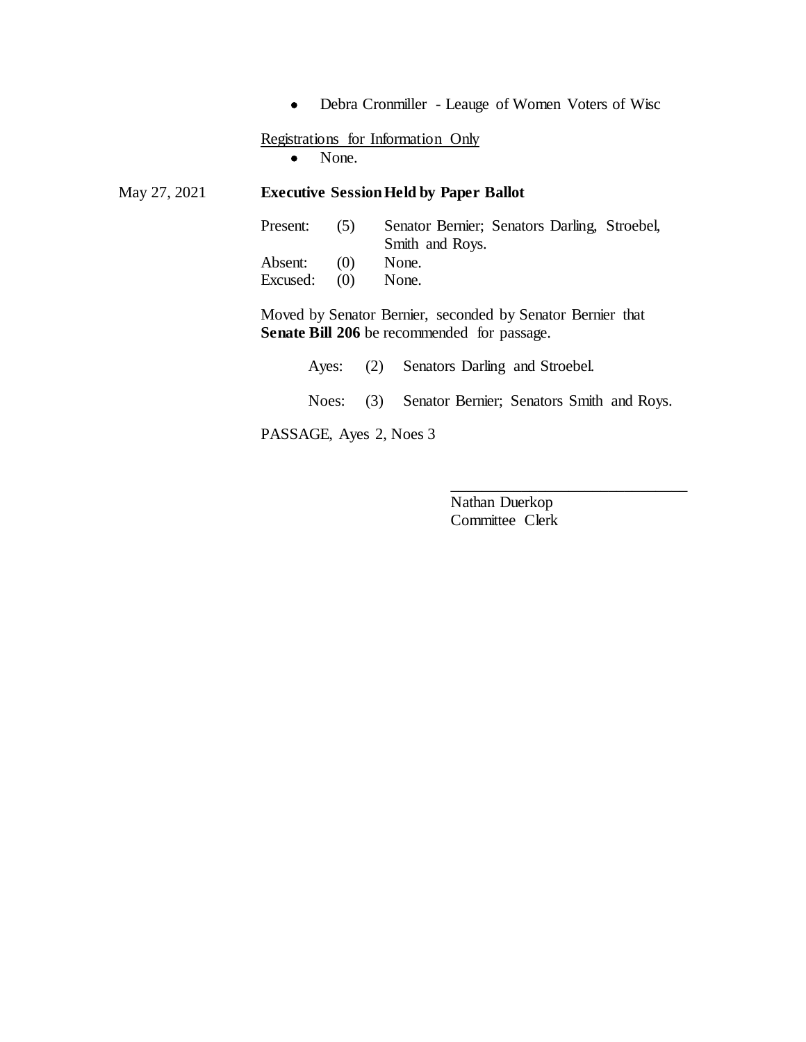- Debra Cronmiller - Leauge of Women Voters of Wisc

Registrations for Information Only

- None.

May 27, 2021 **Executive Session Held by Paper Ballot**

| | | |
|---|---|---|
| Present: | (5) | Senator Bernier; Senators Darling, Stroebel, Smith and Roys. |
| Absent: | (0) | None. |
| Excused: | (0) | None. |

Moved by Senator Bernier, seconded by Senator Bernier that **Senate Bill 206** be recommended for passage.

| | | |
|---|---|---|
| Ayes: | (2) | Senators Darling and Stroebel. |
| Noes: | (3) | Senator Bernier; Senators Smith and Roys. |

PASSAGE, Ayes 2, Noes 3

\_\_\_\_\_\_\_\_\_\_\_\_\_\_\_\_\_\_\_\_\_\_\_\_\_\_\_\_\_\_\_\_

Nathan Duerkop
Committee Clerk